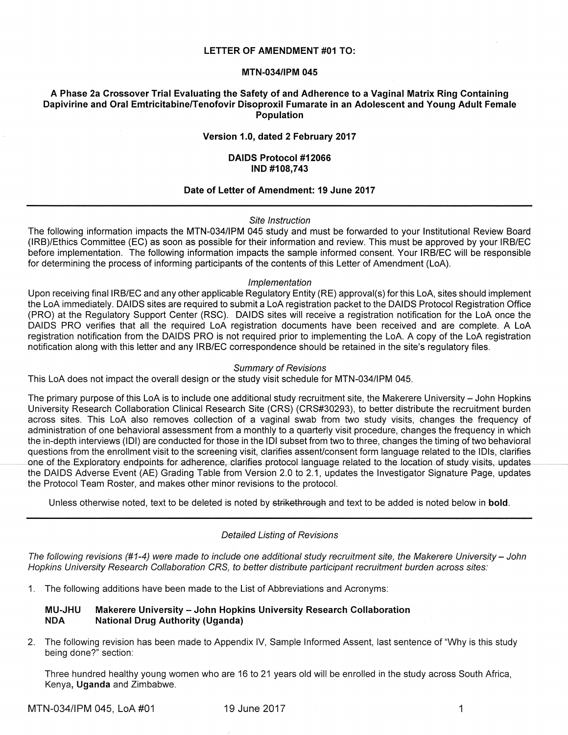**LETTER OF AMENDMENT #01 TO:**

**MTN-034/IPM 045**

**A Phase 2a Crossover Trial Evaluating the Safety of and Adherence to a Vaginal Matrix Ring Containing Dapivirine and Oral Emtricitabine/Tenofovir Disoproxil Fumarate in an Adolescent and Young Adult Female Population**

**Version 1.0, dated 2 February 2017**

**DAIDS Protocol #12066**
**IND #108,743**

**Date of Letter of Amendment: 19 June 2017**

---

*Site Instruction*

The following information impacts the MTN-034/IPM 045 study and must be forwarded to your Institutional Review Board (IRB)/Ethics Committee (EC) as soon as possible for their information and review. This must be approved by your IRB/EC before implementation. The following information impacts the sample informed consent. Your IRB/EC will be responsible for determining the process of informing participants of the contents of this Letter of Amendment (LoA).

*Implementation*

Upon receiving final IRB/EC and any other applicable Regulatory Entity (RE) approval(s) for this LoA, sites should implement the LoA immediately. DAIDS sites are required to submit a LoA registration packet to the DAIDS Protocol Registration Office (PRO) at the Regulatory Support Center (RSC). DAIDS sites will receive a registration notification for the LoA once the DAIDS PRO verifies that all the required LoA registration documents have been received and are complete. A LoA registration notification from the DAIDS PRO is not required prior to implementing the LoA. A copy of the LoA registration notification along with this letter and any IRB/EC correspondence should be retained in the site's regulatory files.

*Summary of Revisions*

This LoA does not impact the overall design or the study visit schedule for MTN-034/IPM 045.

The primary purpose of this LoA is to include one additional study recruitment site, the Makerere University – John Hopkins University Research Collaboration Clinical Research Site (CRS) (CRS#30293), to better distribute the recruitment burden across sites. This LoA also removes collection of a vaginal swab from two study visits, changes the frequency of administration of one behavioral assessment from a monthly to a quarterly visit procedure, changes the frequency in which the in-depth interviews (IDI) are conducted for those in the IDI subset from two to three, changes the timing of two behavioral questions from the enrollment visit to the screening visit, clarifies assent/consent form language related to the IDIs, clarifies one of the Exploratory endpoints for adherence, clarifies protocol language related to the location of study visits, updates the DAIDS Adverse Event (AE) Grading Table from Version 2.0 to 2.1, updates the Investigator Signature Page, updates the Protocol Team Roster, and makes other minor revisions to the protocol.

Unless otherwise noted, text to be deleted is noted by ~~strikethrough~~ and text to be added is noted below in **bold**.

---

*Detailed Listing of Revisions*

*The following revisions (#1-4) were made to include one additional study recruitment site, the Makerere University – John Hopkins University Research Collaboration CRS, to better distribute participant recruitment burden across sites:*

1. The following additions have been made to the List of Abbreviations and Acronyms:

   **MU-JHU Makerere University – John Hopkins University Research Collaboration**
   **NDA National Drug Authority (Uganda)**

2. The following revision has been made to Appendix IV, Sample Informed Assent, last sentence of "Why is this study being done?" section:

   Three hundred healthy young women who are 16 to 21 years old will be enrolled in the study across South Africa, Kenya**, Uganda** and Zimbabwe.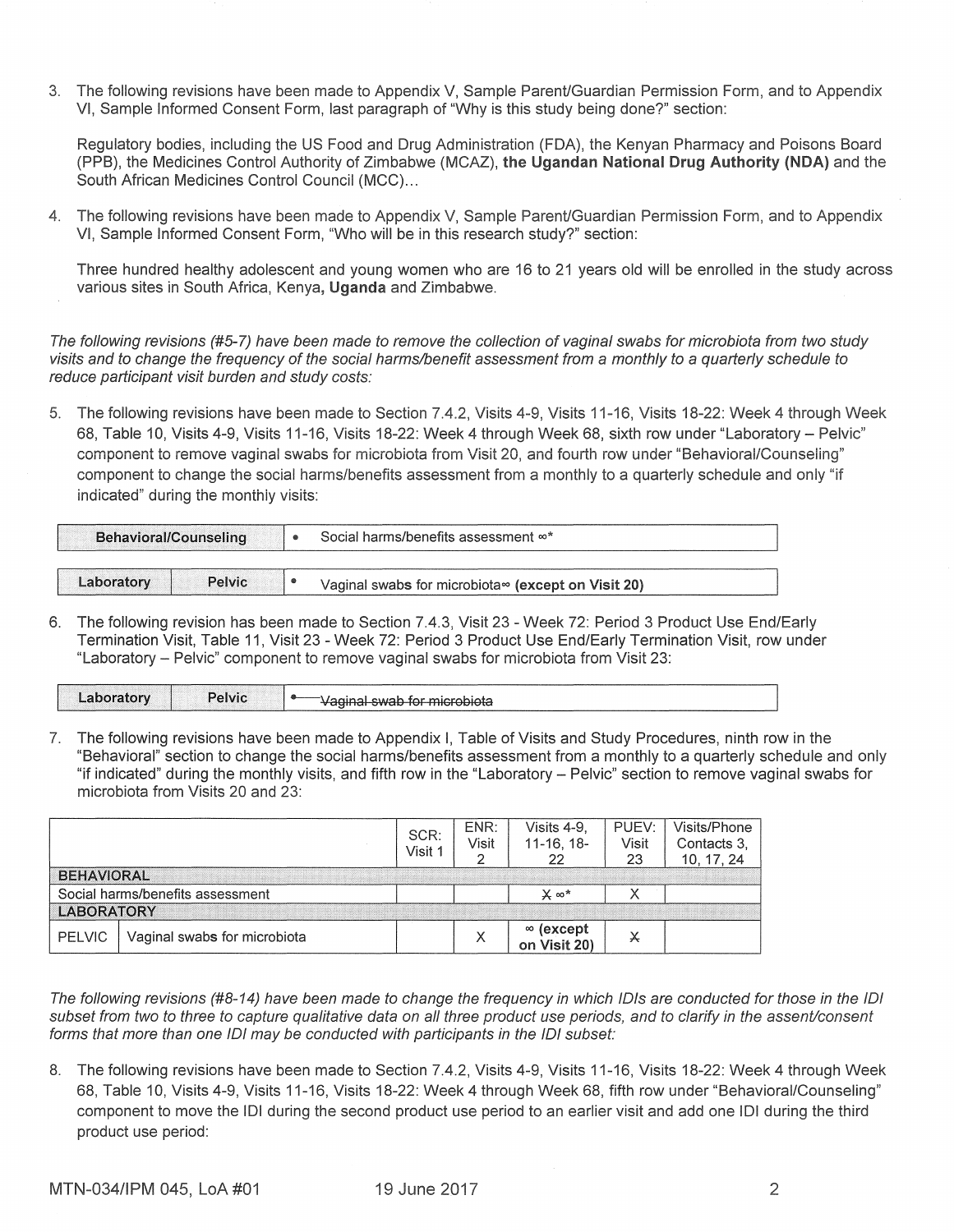3. The following revisions have been made to Appendix V, Sample Parent/Guardian Permission Form, and to Appendix VI, Sample Informed Consent Form, last paragraph of "Why is this study being done?" section:

   Regulatory bodies, including the US Food and Drug Administration (FDA), the Kenyan Pharmacy and Poisons Board (PPB), the Medicines Control Authority of Zimbabwe (MCAZ), **the Ugandan National Drug Authority (NDA)** and the South African Medicines Control Council (MCC)...

4. The following revisions have been made to Appendix V, Sample Parent/Guardian Permission Form, and to Appendix VI, Sample Informed Consent Form, "Who will be in this research study?" section:

   Three hundred healthy adolescent and young women who are 16 to 21 years old will be enrolled in the study across various sites in South Africa, Kenya**, Uganda** and Zimbabwe.

*The following revisions (#5-7) have been made to remove the collection of vaginal swabs for microbiota from two study visits and to change the frequency of the social harms/benefit assessment from a monthly to a quarterly schedule to reduce participant visit burden and study costs:*

5. The following revisions have been made to Section 7.4.2, Visits 4-9, Visits 11-16, Visits 18-22: Week 4 through Week 68, Table 10, Visits 4-9, Visits 11-16, Visits 18-22: Week 4 through Week 68, sixth row under "Laboratory – Pelvic" component to remove vaginal swabs for microbiota from Visit 20, and fourth row under "Behavioral/Counseling" component to change the social harms/benefits assessment from a monthly to a quarterly schedule and only "if indicated" during the monthly visits:

| Behavioral/Counseling | | • Social harms/benefits assessment ∞* |
|---|---|---|
| Laboratory | Pelvic | • Vaginal swabs for microbiota∞ **(except on Visit 20)** |

6. The following revision has been made to Section 7.4.3, Visit 23 - Week 72: Period 3 Product Use End/Early Termination Visit, Table 11, Visit 23 - Week 72: Period 3 Product Use End/Early Termination Visit, row under "Laboratory – Pelvic" component to remove vaginal swabs for microbiota from Visit 23:

| Laboratory | Pelvic | • ~~Vaginal swab for microbiota~~ |
|---|---|---|

7. The following revisions have been made to Appendix I, Table of Visits and Study Procedures, ninth row in the "Behavioral" section to change the social harms/benefits assessment from a monthly to a quarterly schedule and only "if indicated" during the monthly visits, and fifth row in the "Laboratory – Pelvic" section to remove vaginal swabs for microbiota from Visits 20 and 23:

| | | SCR: Visit 1 | ENR: Visit 2 | Visits 4-9, 11-16, 18-22 | PUEV: Visit 23 | Visits/Phone Contacts 3, 10, 17, 24 |
|---|---|---|---|---|---|---|
| BEHAVIORAL | | | | | | |
| Social harms/benefits assessment | | | | ~~X~~ ∞* | X | |
| LABORATORY | | | | | | |
| PELVIC | Vaginal swabs for microbiota | | X | ∞ **(except on Visit 20)** | ~~X~~ | |

*The following revisions (#8-14) have been made to change the frequency in which IDIs are conducted for those in the IDI subset from two to three to capture qualitative data on all three product use periods, and to clarify in the assent/consent forms that more than one IDI may be conducted with participants in the IDI subset:*

8. The following revisions have been made to Section 7.4.2, Visits 4-9, Visits 11-16, Visits 18-22: Week 4 through Week 68, Table 10, Visits 4-9, Visits 11-16, Visits 18-22: Week 4 through Week 68, fifth row under "Behavioral/Counseling" component to move the IDI during the second product use period to an earlier visit and add one IDI during the third product use period: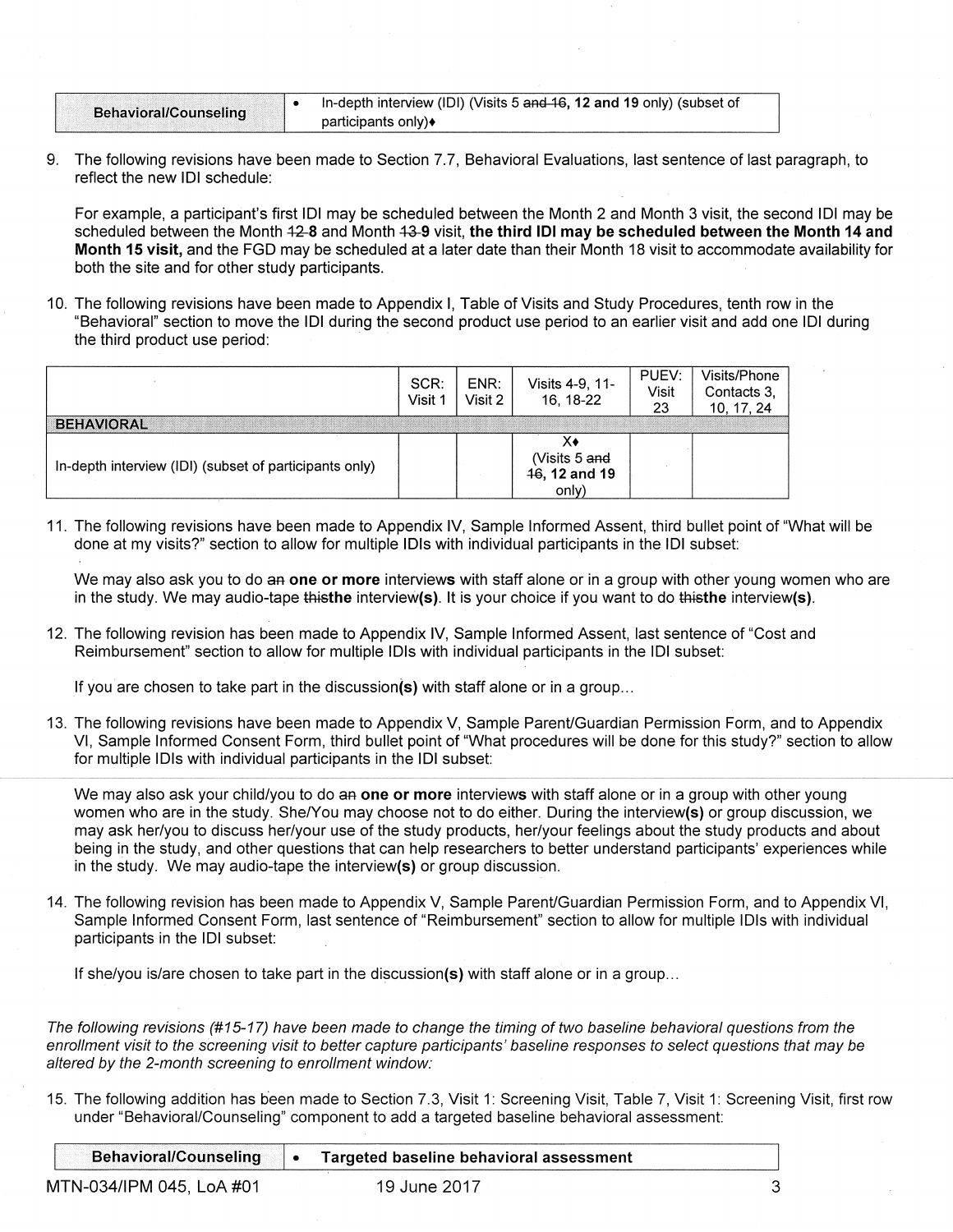| Behavioral/Counseling | • In-depth interview (IDI) (Visits 5 ~~and 16~~, **12 and 19** only) (subset of participants only)♦ |
|---|---|

9. The following revisions have been made to Section 7.7, Behavioral Evaluations, last sentence of last paragraph, to reflect the new IDI schedule:

   For example, a participant's first IDI may be scheduled between the Month 2 and Month 3 visit, the second IDI may be scheduled between the Month ~~12~~ **8** and Month ~~13~~ **9** visit, **the third IDI may be scheduled between the Month 14 and Month 15 visit,** and the FGD may be scheduled at a later date than their Month 18 visit to accommodate availability for both the site and for other study participants.

10. The following revisions have been made to Appendix I, Table of Visits and Study Procedures, tenth row in the "Behavioral" section to move the IDI during the second product use period to an earlier visit and add one IDI during the third product use period:

|  | SCR: Visit 1 | ENR: Visit 2 | Visits 4-9, 11-16, 18-22 | PUEV: Visit 23 | Visits/Phone Contacts 3, 10, 17, 24 |
|---|---|---|---|---|---|
| **BEHAVIORAL** | | | | | |
| In-depth interview (IDI) (subset of participants only) | | | X♦ (Visits 5 ~~and 16~~, **12 and 19** only) | | |

11. The following revisions have been made to Appendix IV, Sample Informed Assent, third bullet point of "What will be done at my visits?" section to allow for multiple IDIs with individual participants in the IDI subset:

    We may also ask you to do ~~an~~ **one or more** interview**s** with staff alone or in a group with other young women who are in the study. We may audio-tape ~~this~~**the** interview**(s)**. It is your choice if you want to do ~~this~~**the** interview**(s)**.

12. The following revision has been made to Appendix IV, Sample Informed Assent, last sentence of "Cost and Reimbursement" section to allow for multiple IDIs with individual participants in the IDI subset:

    If you are chosen to take part in the discussion**(s)** with staff alone or in a group...

13. The following revisions have been made to Appendix V, Sample Parent/Guardian Permission Form, and to Appendix VI, Sample Informed Consent Form, third bullet point of "What procedures will be done for this study?" section to allow for multiple IDIs with individual participants in the IDI subset:

    We may also ask your child/you to do ~~an~~ **one or more** interview**s** with staff alone or in a group with other young women who are in the study. She/You may choose not to do either. During the interview**(s)** or group discussion, we may ask her/you to discuss her/your use of the study products, her/your feelings about the study products and about being in the study, and other questions that can help researchers to better understand participants' experiences while in the study. We may audio-tape the interview**(s)** or group discussion.

14. The following revision has been made to Appendix V, Sample Parent/Guardian Permission Form, and to Appendix VI, Sample Informed Consent Form, last sentence of "Reimbursement" section to allow for multiple IDIs with individual participants in the IDI subset:

    If she/you is/are chosen to take part in the discussion**(s)** with staff alone or in a group...

*The following revisions (#15-17) have been made to change the timing of two baseline behavioral questions from the enrollment visit to the screening visit to better capture participants' baseline responses to select questions that may be altered by the 2-month screening to enrollment window:*

15. The following addition has been made to Section 7.3, Visit 1: Screening Visit, Table 7, Visit 1: Screening Visit, first row under "Behavioral/Counseling" component to add a targeted baseline behavioral assessment:

| Behavioral/Counseling | • **Targeted baseline behavioral assessment** |
|---|---|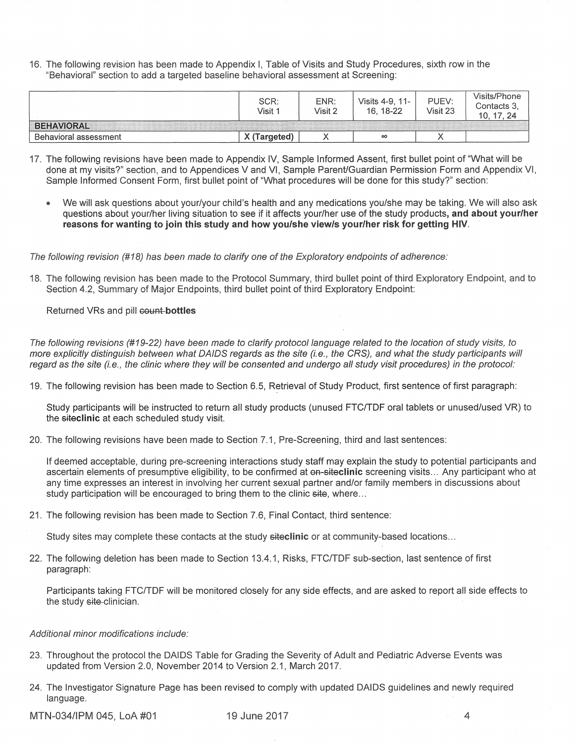16. The following revision has been made to Appendix I, Table of Visits and Study Procedures, sixth row in the "Behavioral" section to add a targeted baseline behavioral assessment at Screening:

| | SCR: Visit 1 | ENR: Visit 2 | Visits 4-9, 11-16, 18-22 | PUEV: Visit 23 | Visits/Phone Contacts 3, 10, 17, 24 |
|---|---|---|---|---|---|
| **BEHAVIORAL** | | | | | |
| Behavioral assessment | **X (Targeted)** | X | ∞ | X | |

17. The following revisions have been made to Appendix IV, Sample Informed Assent, first bullet point of "What will be done at my visits?" section, and to Appendices V and VI, Sample Parent/Guardian Permission Form and Appendix VI, Sample Informed Consent Form, first bullet point of "What procedures will be done for this study?" section:

   - We will ask questions about your/your child's health and any medications you/she may be taking. We will also ask questions about your/her living situation to see if it affects your/her use of the study products**, and about your/her reasons for wanting to join this study and how you/she view/s your/her risk for getting HIV**.

*The following revision (#18) has been made to clarify one of the Exploratory endpoints of adherence:*

18. The following revision has been made to the Protocol Summary, third bullet point of third Exploratory Endpoint, and to Section 4.2, Summary of Major Endpoints, third bullet point of third Exploratory Endpoint:

   Returned VRs and pill ~~count~~ **bottles**

*The following revisions (#19-22) have been made to clarify protocol language related to the location of study visits, to more explicitly distinguish between what DAIDS regards as the site (i.e., the CRS), and what the study participants will regard as the site (i.e., the clinic where they will be consented and undergo all study visit procedures) in the protocol:*

19. The following revision has been made to Section 6.5, Retrieval of Study Product, first sentence of first paragraph:

   Study participants will be instructed to return all study products (unused FTC/TDF oral tablets or unused/used VR) to the ~~site~~**clinic** at each scheduled study visit.

20. The following revisions have been made to Section 7.1, Pre-Screening, third and last sentences:

   If deemed acceptable, during pre-screening interactions study staff may explain the study to potential participants and ascertain elements of presumptive eligibility, to be confirmed at ~~on-site~~**clinic** screening visits... Any participant who at any time expresses an interest in involving her current sexual partner and/or family members in discussions about study participation will be encouraged to bring them to the clinic ~~site~~, where...

21. The following revision has been made to Section 7.6, Final Contact, third sentence:

   Study sites may complete these contacts at the study ~~site~~**clinic** or at community-based locations...

22. The following deletion has been made to Section 13.4.1, Risks, FTC/TDF sub-section, last sentence of first paragraph:

   Participants taking FTC/TDF will be monitored closely for any side effects, and are asked to report all side effects to the study ~~site~~ clinician.

*Additional minor modifications include:*

23. Throughout the protocol the DAIDS Table for Grading the Severity of Adult and Pediatric Adverse Events was updated from Version 2.0, November 2014 to Version 2.1, March 2017.

24. The Investigator Signature Page has been revised to comply with updated DAIDS guidelines and newly required language.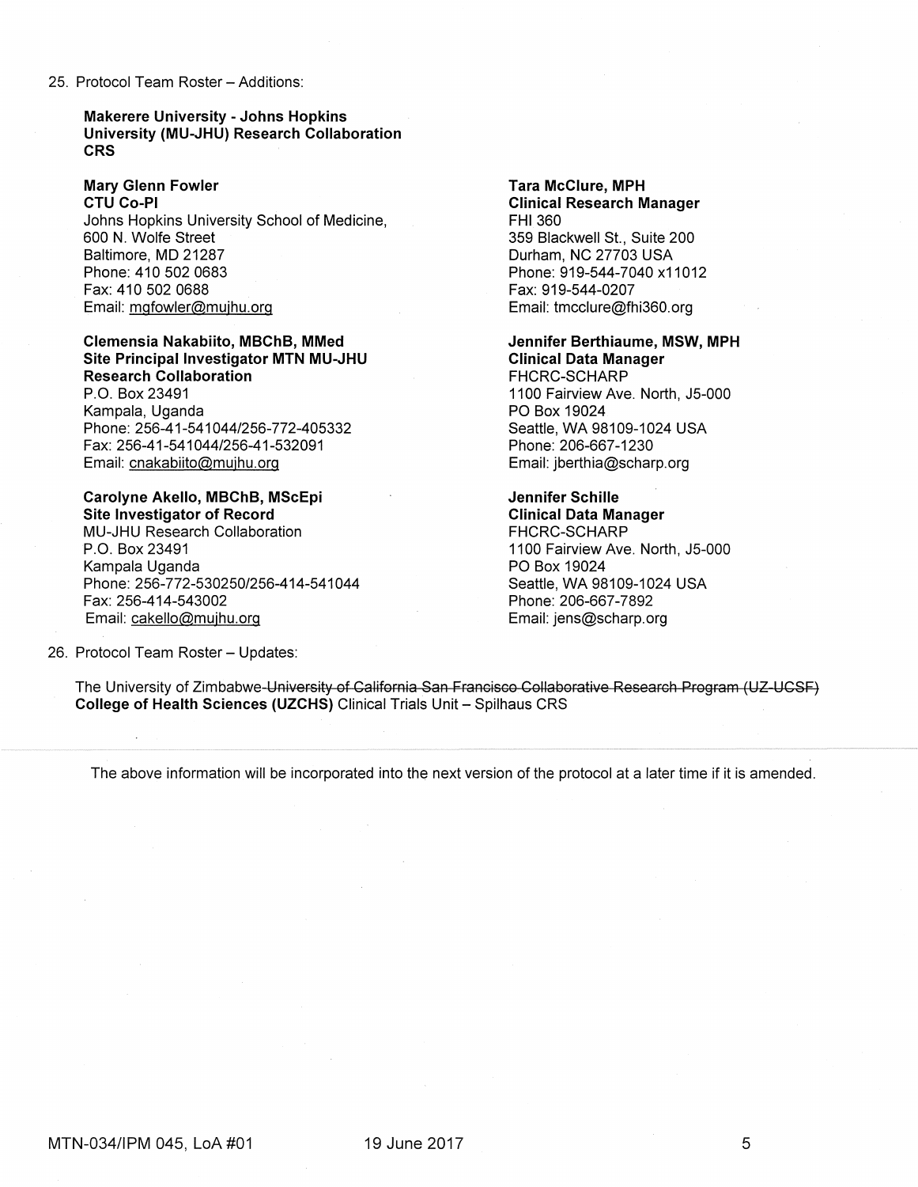25. Protocol Team Roster – Additions:

**Makerere University - Johns Hopkins University (MU-JHU) Research Collaboration CRS**

**Mary Glenn Fowler**
**CTU Co-PI**
Johns Hopkins University School of Medicine,
600 N. Wolfe Street
Baltimore, MD 21287
Phone: 410 502 0683
Fax: 410 502 0688
Email: mgfowler@mujhu.org

**Clemensia Nakabiito, MBChB, MMed**
**Site Principal Investigator MTN MU-JHU Research Collaboration**
P.O. Box 23491
Kampala, Uganda
Phone: 256-41-541044/256-772-405332
Fax: 256-41-541044/256-41-532091
Email: cnakabiito@mujhu.org

**Carolyne Akello, MBChB, MScEpi**
**Site Investigator of Record**
MU-JHU Research Collaboration
P.O. Box 23491
Kampala Uganda
Phone: 256-772-530250/256-414-541044
Fax: 256-414-543002
Email: cakello@mujhu.org

**Tara McClure, MPH**
**Clinical Research Manager**
FHI 360
359 Blackwell St., Suite 200
Durham, NC 27703 USA
Phone: 919-544-7040 x11012
Fax: 919-544-0207
Email: tmcclure@fhi360.org

**Jennifer Berthiaume, MSW, MPH**
**Clinical Data Manager**
FHCRC-SCHARP
1100 Fairview Ave. North, J5-000
PO Box 19024
Seattle, WA 98109-1024 USA
Phone: 206-667-1230
Email: jberthia@scharp.org

**Jennifer Schille**
**Clinical Data Manager**
FHCRC-SCHARP
1100 Fairview Ave. North, J5-000
PO Box 19024
Seattle, WA 98109-1024 USA
Phone: 206-667-7892
Email: jens@scharp.org

26. Protocol Team Roster – Updates:

The University of Zimbabwe-~~University of California San Francisco Collaborative Research Program (UZ-UCSF)~~ **College of Health Sciences (UZCHS)** Clinical Trials Unit – Spilhaus CRS

The above information will be incorporated into the next version of the protocol at a later time if it is amended.